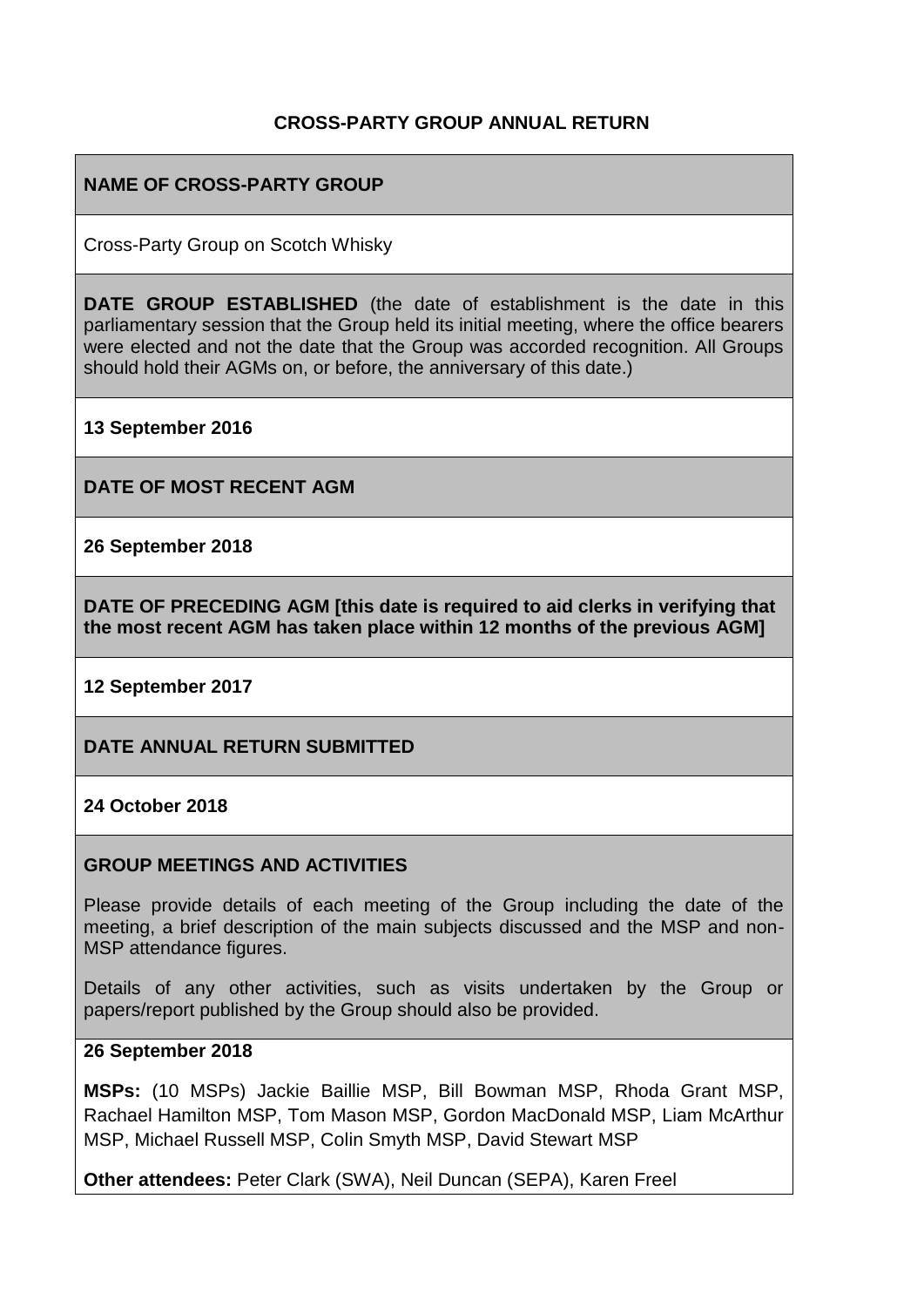# CROSS-PARTY GROUP ANNUAL RETURN

**NAME OF CROSS-PARTY GROUP**

Cross-Party Group on Scotch Whisky

**DATE GROUP ESTABLISHED** (the date of establishment is the date in this parliamentary session that the Group held its initial meeting, where the office bearers were elected and not the date that the Group was accorded recognition. All Groups should hold their AGMs on, or before, the anniversary of this date.)

**13 September 2016**

**DATE OF MOST RECENT AGM**

**26 September 2018**

**DATE OF PRECEDING AGM [this date is required to aid clerks in verifying that the most recent AGM has taken place within 12 months of the previous AGM]**

**12 September 2017**

**DATE ANNUAL RETURN SUBMITTED**

**24 October 2018**

**GROUP MEETINGS AND ACTIVITIES**

Please provide details of each meeting of the Group including the date of the meeting, a brief description of the main subjects discussed and the MSP and non-MSP attendance figures.

Details of any other activities, such as visits undertaken by the Group or papers/report published by the Group should also be provided.

**26 September 2018**

**MSPs:** (10 MSPs) Jackie Baillie MSP, Bill Bowman MSP, Rhoda Grant MSP, Rachael Hamilton MSP, Tom Mason MSP, Gordon MacDonald MSP, Liam McArthur MSP, Michael Russell MSP, Colin Smyth MSP, David Stewart MSP

**Other attendees:** Peter Clark (SWA), Neil Duncan (SEPA), Karen Freel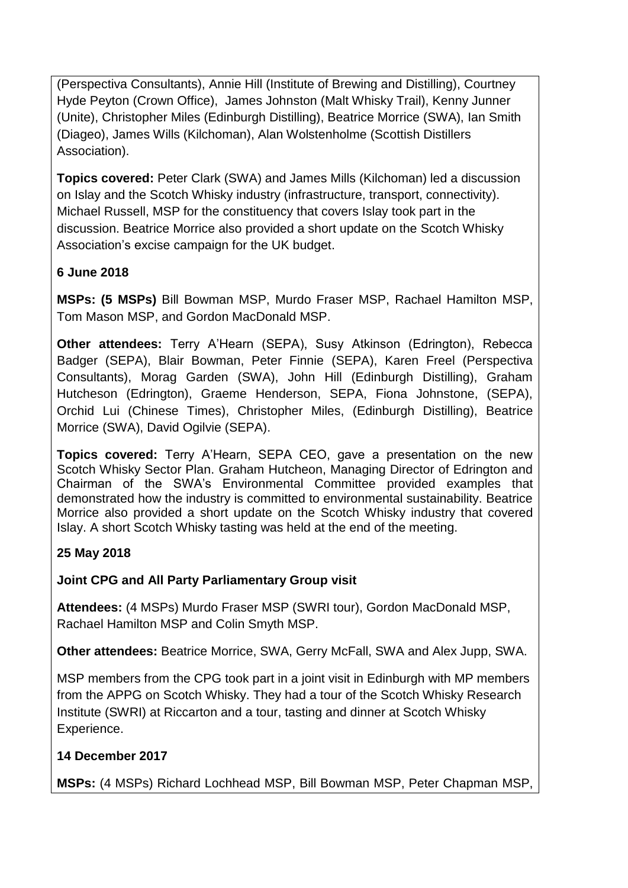(Perspectiva Consultants), Annie Hill (Institute of Brewing and Distilling), Courtney Hyde Peyton (Crown Office), James Johnston (Malt Whisky Trail), Kenny Junner (Unite), Christopher Miles (Edinburgh Distilling), Beatrice Morrice (SWA), Ian Smith (Diageo), James Wills (Kilchoman), Alan Wolstenholme (Scottish Distillers Association).

**Topics covered:** Peter Clark (SWA) and James Mills (Kilchoman) led a discussion on Islay and the Scotch Whisky industry (infrastructure, transport, connectivity). Michael Russell, MSP for the constituency that covers Islay took part in the discussion. Beatrice Morrice also provided a short update on the Scotch Whisky Association's excise campaign for the UK budget.

**6 June 2018**

**MSPs: (5 MSPs)** Bill Bowman MSP, Murdo Fraser MSP, Rachael Hamilton MSP, Tom Mason MSP, and Gordon MacDonald MSP.

**Other attendees:** Terry A'Hearn (SEPA), Susy Atkinson (Edrington), Rebecca Badger (SEPA), Blair Bowman, Peter Finnie (SEPA), Karen Freel (Perspectiva Consultants), Morag Garden (SWA), John Hill (Edinburgh Distilling), Graham Hutcheson (Edrington), Graeme Henderson, SEPA, Fiona Johnstone, (SEPA), Orchid Lui (Chinese Times), Christopher Miles, (Edinburgh Distilling), Beatrice Morrice (SWA), David Ogilvie (SEPA).

**Topics covered:** Terry A'Hearn, SEPA CEO, gave a presentation on the new Scotch Whisky Sector Plan. Graham Hutcheon, Managing Director of Edrington and Chairman of the SWA's Environmental Committee provided examples that demonstrated how the industry is committed to environmental sustainability. Beatrice Morrice also provided a short update on the Scotch Whisky industry that covered Islay. A short Scotch Whisky tasting was held at the end of the meeting.

**25 May 2018**

**Joint CPG and All Party Parliamentary Group visit**

**Attendees:** (4 MSPs) Murdo Fraser MSP (SWRI tour), Gordon MacDonald MSP, Rachael Hamilton MSP and Colin Smyth MSP.

**Other attendees:** Beatrice Morrice, SWA, Gerry McFall, SWA and Alex Jupp, SWA.

MSP members from the CPG took part in a joint visit in Edinburgh with MP members from the APPG on Scotch Whisky. They had a tour of the Scotch Whisky Research Institute (SWRI) at Riccarton and a tour, tasting and dinner at Scotch Whisky Experience.

**14 December 2017**

**MSPs:** (4 MSPs) Richard Lochhead MSP, Bill Bowman MSP, Peter Chapman MSP,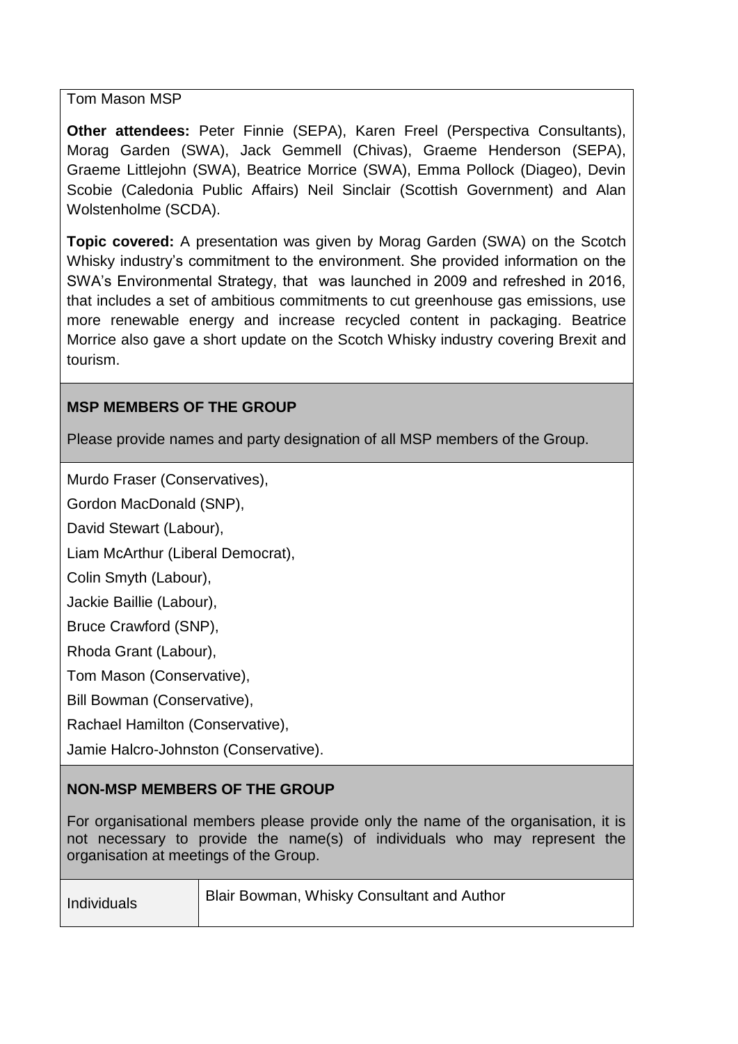Tom Mason MSP

**Other attendees:** Peter Finnie (SEPA), Karen Freel (Perspectiva Consultants), Morag Garden (SWA), Jack Gemmell (Chivas), Graeme Henderson (SEPA), Graeme Littlejohn (SWA), Beatrice Morrice (SWA), Emma Pollock (Diageo), Devin Scobie (Caledonia Public Affairs) Neil Sinclair (Scottish Government) and Alan Wolstenholme (SCDA).

**Topic covered:** A presentation was given by Morag Garden (SWA) on the Scotch Whisky industry's commitment to the environment. She provided information on the SWA's Environmental Strategy, that was launched in 2009 and refreshed in 2016, that includes a set of ambitious commitments to cut greenhouse gas emissions, use more renewable energy and increase recycled content in packaging. Beatrice Morrice also gave a short update on the Scotch Whisky industry covering Brexit and tourism.

**MSP MEMBERS OF THE GROUP**

Please provide names and party designation of all MSP members of the Group.

Murdo Fraser (Conservatives),

Gordon MacDonald (SNP),

David Stewart (Labour),

Liam McArthur (Liberal Democrat),

Colin Smyth (Labour),

Jackie Baillie (Labour),

Bruce Crawford (SNP),

Rhoda Grant (Labour),

Tom Mason (Conservative),

Bill Bowman (Conservative),

Rachael Hamilton (Conservative),

Jamie Halcro-Johnston (Conservative).

**NON-MSP MEMBERS OF THE GROUP**

For organisational members please provide only the name of the organisation, it is not necessary to provide the name(s) of individuals who may represent the organisation at meetings of the Group.

| Individuals | Blair Bowman, Whisky Consultant and Author |
| --- | --- |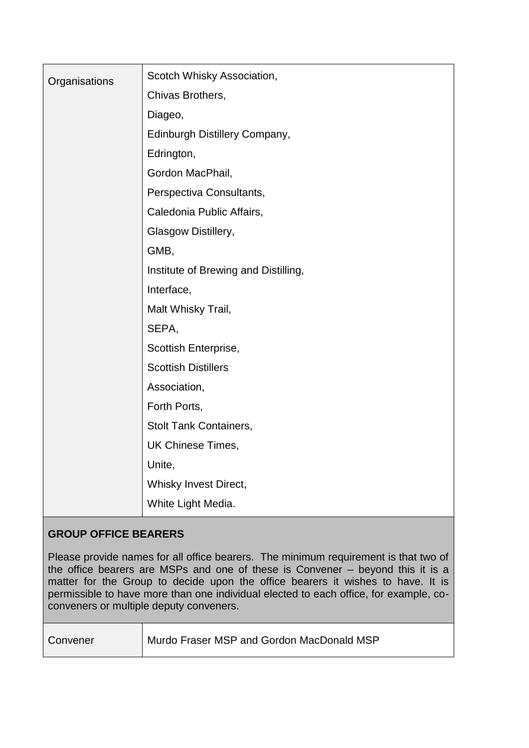| Organisations | Scotch Whisky Association,<br>Chivas Brothers,<br>Diageo,<br>Edinburgh Distillery Company,<br>Edrington,<br>Gordon MacPhail,<br>Perspectiva Consultants,<br>Caledonia Public Affairs,<br>Glasgow Distillery,<br>GMB,<br>Institute of Brewing and Distilling,<br>Interface,<br>Malt Whisky Trail,<br>SEPA,<br>Scottish Enterprise,<br>Scottish Distillers<br>Association,<br>Forth Ports,<br>Stolt Tank Containers,<br>UK Chinese Times,<br>Unite,<br>Whisky Invest Direct,<br>White Light Media. |
|---|---|

**GROUP OFFICE BEARERS**

Please provide names for all office bearers. The minimum requirement is that two of the office bearers are MSPs and one of these is Convener – beyond this it is a matter for the Group to decide upon the office bearers it wishes to have. It is permissible to have more than one individual elected to each office, for example, co-conveners or multiple deputy conveners.

| Convener | Murdo Fraser MSP and Gordon MacDonald MSP |
|---|---|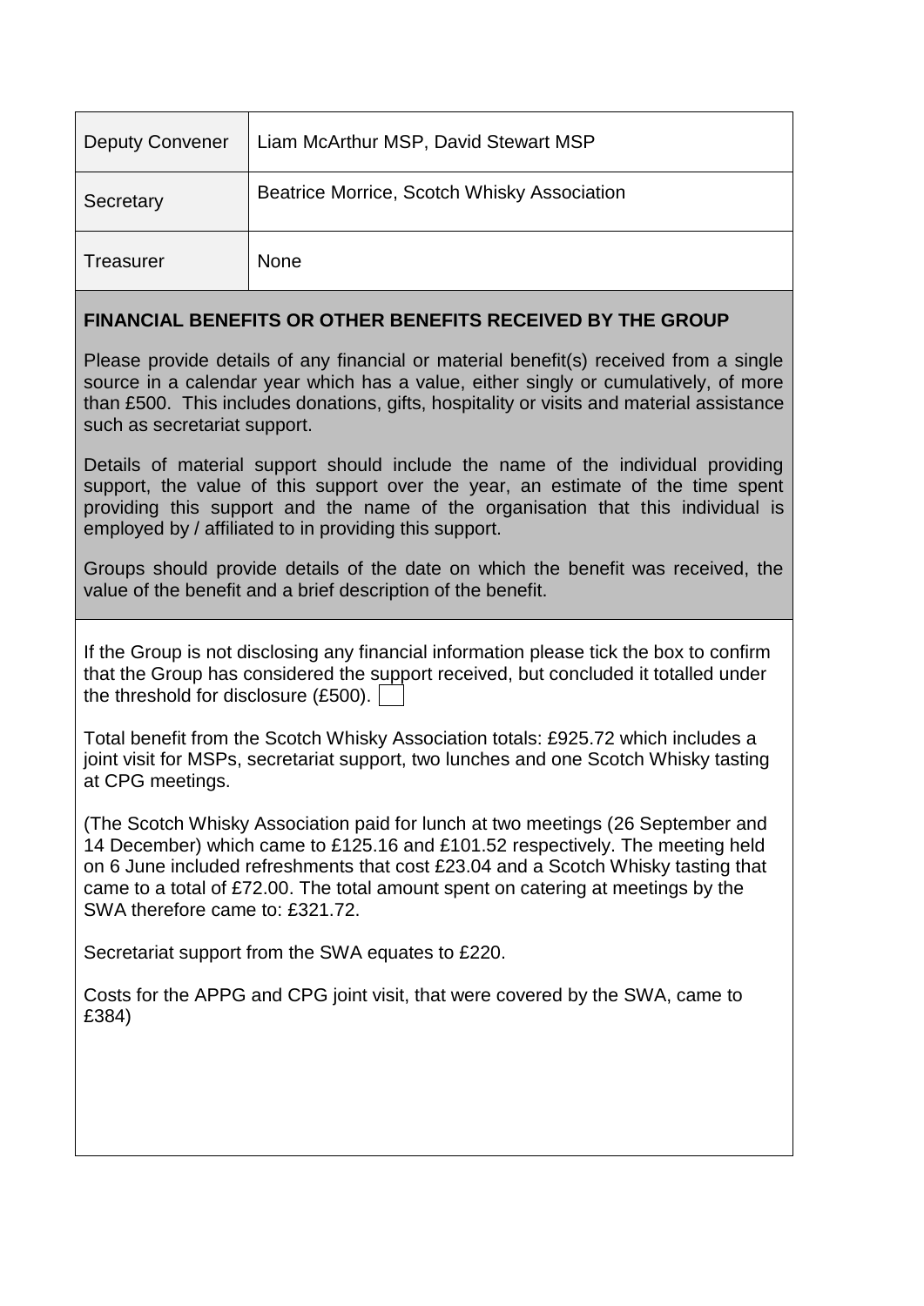| Deputy Convener | Liam McArthur MSP, David Stewart MSP |
| --- | --- |
| Secretary | Beatrice Morrice, Scotch Whisky Association |
| Treasurer | None |

**FINANCIAL BENEFITS OR OTHER BENEFITS RECEIVED BY THE GROUP**

Please provide details of any financial or material benefit(s) received from a single source in a calendar year which has a value, either singly or cumulatively, of more than £500. This includes donations, gifts, hospitality or visits and material assistance such as secretariat support.

Details of material support should include the name of the individual providing support, the value of this support over the year, an estimate of the time spent providing this support and the name of the organisation that this individual is employed by / affiliated to in providing this support.

Groups should provide details of the date on which the benefit was received, the value of the benefit and a brief description of the benefit.

If the Group is not disclosing any financial information please tick the box to confirm that the Group has considered the support received, but concluded it totalled under the threshold for disclosure (£500). ☐

Total benefit from the Scotch Whisky Association totals: £925.72 which includes a joint visit for MSPs, secretariat support, two lunches and one Scotch Whisky tasting at CPG meetings.

(The Scotch Whisky Association paid for lunch at two meetings (26 September and 14 December) which came to £125.16 and £101.52 respectively. The meeting held on 6 June included refreshments that cost £23.04 and a Scotch Whisky tasting that came to a total of £72.00. The total amount spent on catering at meetings by the SWA therefore came to: £321.72.

Secretariat support from the SWA equates to £220.

Costs for the APPG and CPG joint visit, that were covered by the SWA, came to £384)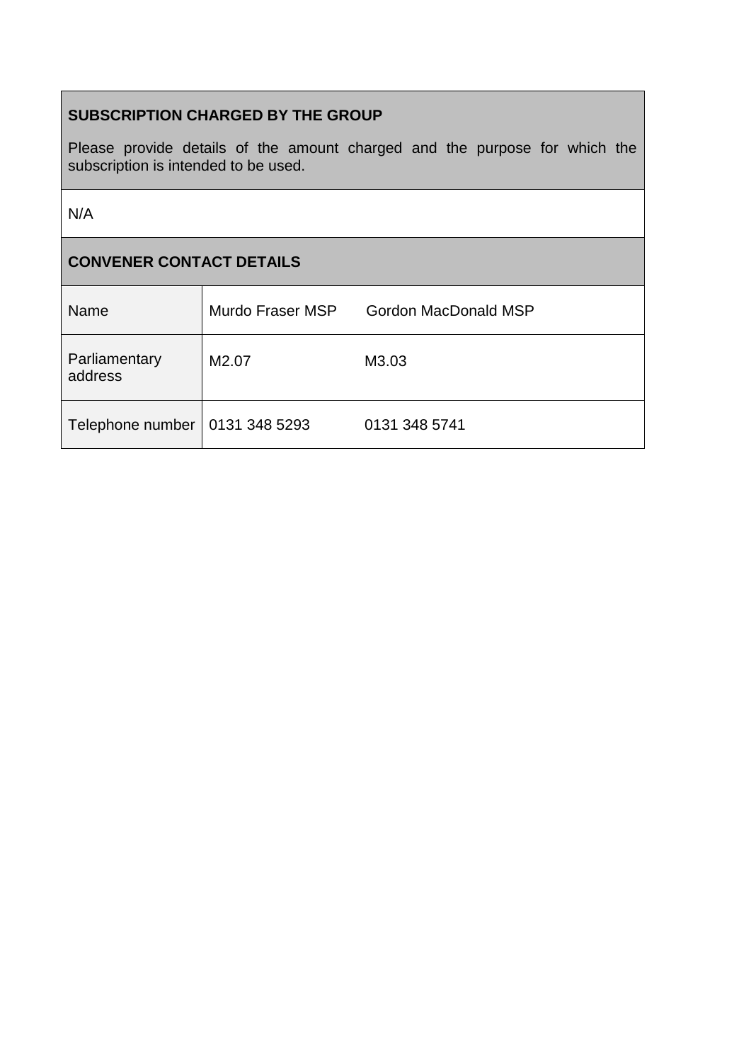| **SUBSCRIPTION CHARGED BY THE GROUP**<br><br>Please provide details of the amount charged and the purpose for which the subscription is intended to be used. | | |
|---|---|---|
| N/A | | |
| **CONVENER CONTACT DETAILS** | | |
| Name | Murdo Fraser MSP | Gordon MacDonald MSP |
| Parliamentary address | M2.07 | M3.03 |
| Telephone number | 0131 348 5293 | 0131 348 5741 |